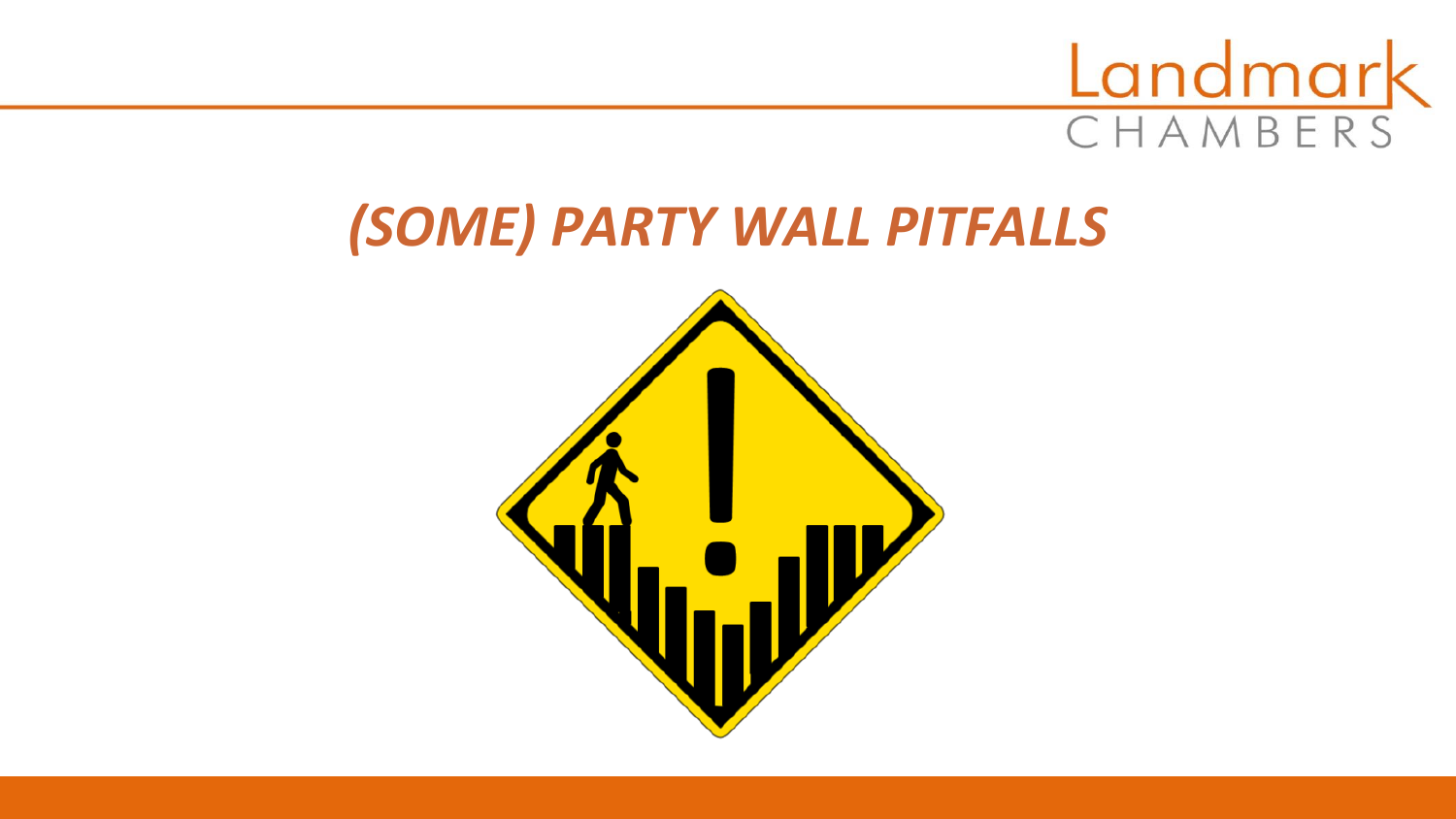# *(SOME) PARTY WALL PITFALLS*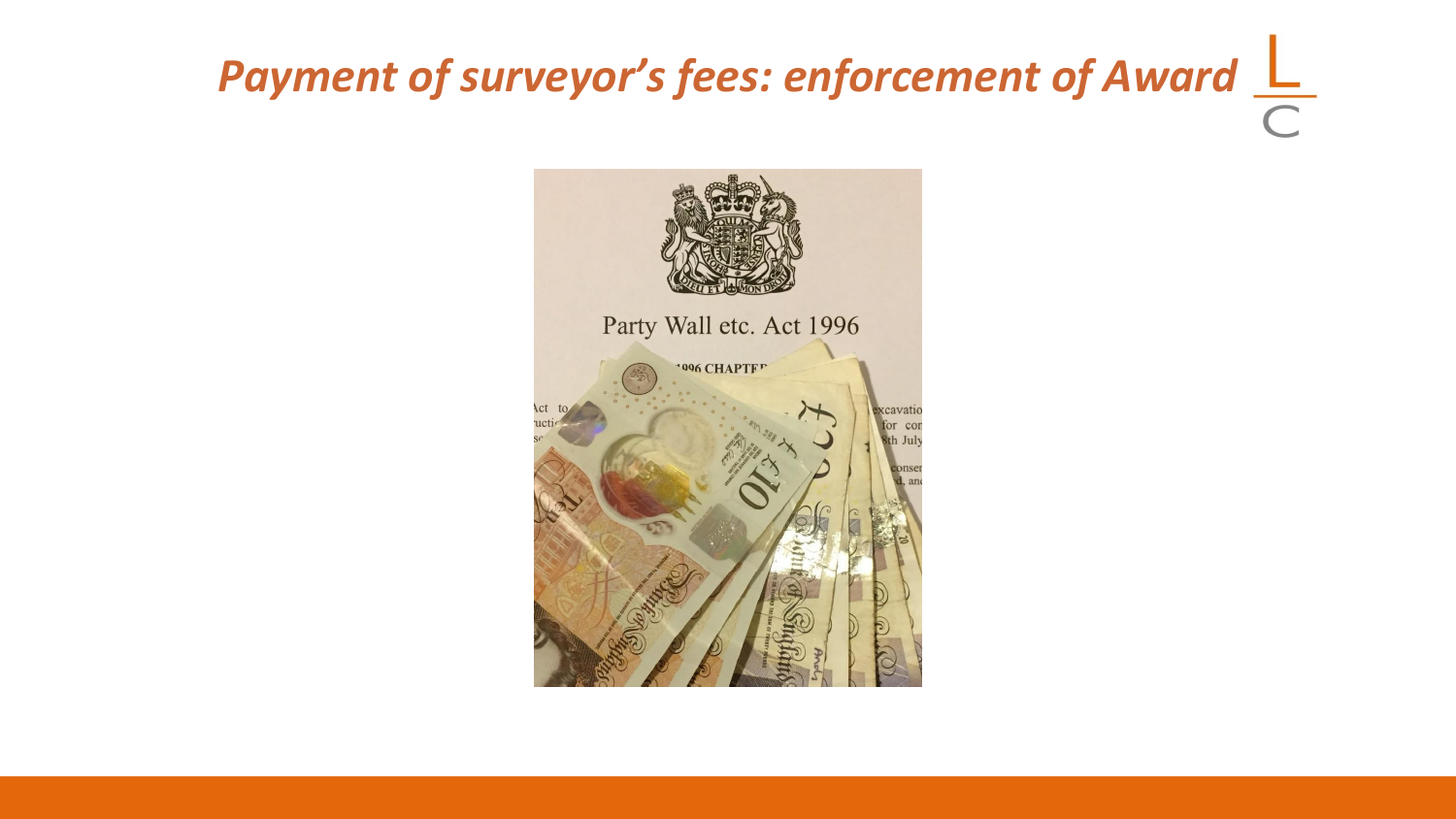# *Payment of surveyor's fees: enforcement of Award*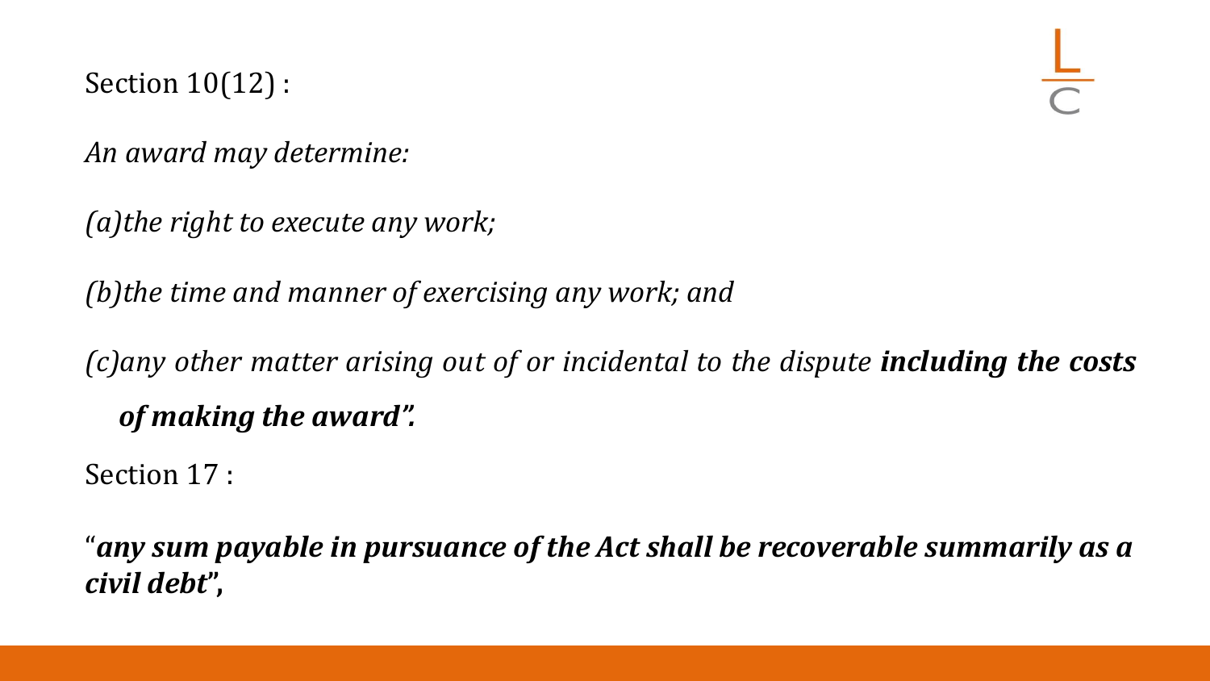Section 10(12) :

*An award may determine:*

*(a)the right to execute any work;*

*(b)the time and manner of exercising any work; and*

*(c)any other matter arising out of or incidental to the dispute* ***including the costs of making the award".***

Section 17 :

"***any sum payable in pursuance of the Act shall be recoverable summarily as a civil debt*"**,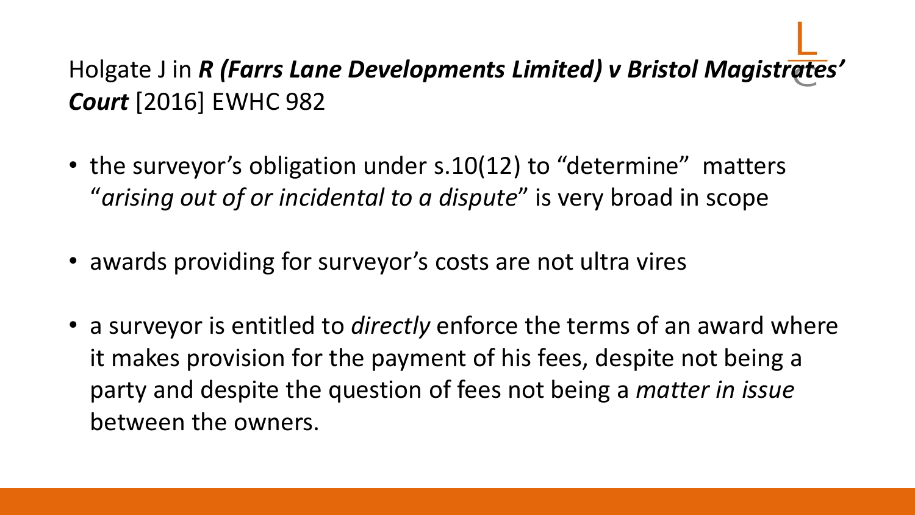## Holgate J in ***R (Farrs Lane Developments Limited) v Bristol Magistrates' Court*** [2016] EWHC 982

- the surveyor's obligation under s.10(12) to "determine" matters "*arising out of or incidental to a dispute*" is very broad in scope
- awards providing for surveyor's costs are not ultra vires
- a surveyor is entitled to *directly* enforce the terms of an award where it makes provision for the payment of his fees, despite not being a party and despite the question of fees not being a *matter in issue* between the owners.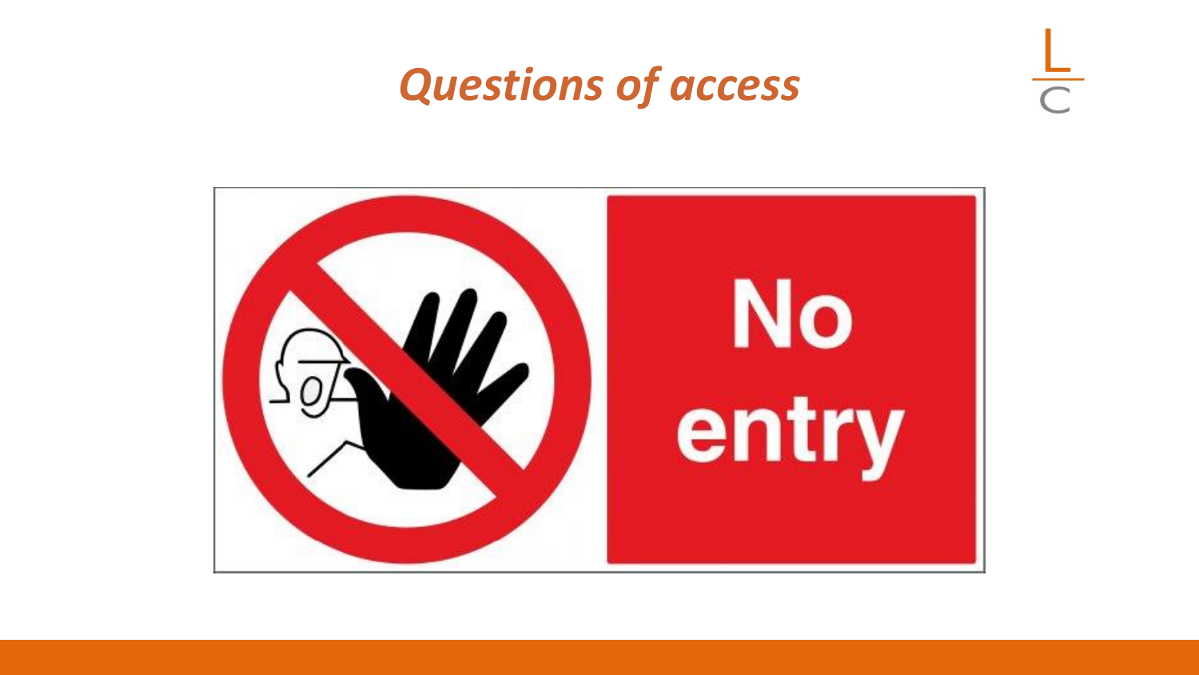# *Questions of access*

No
entry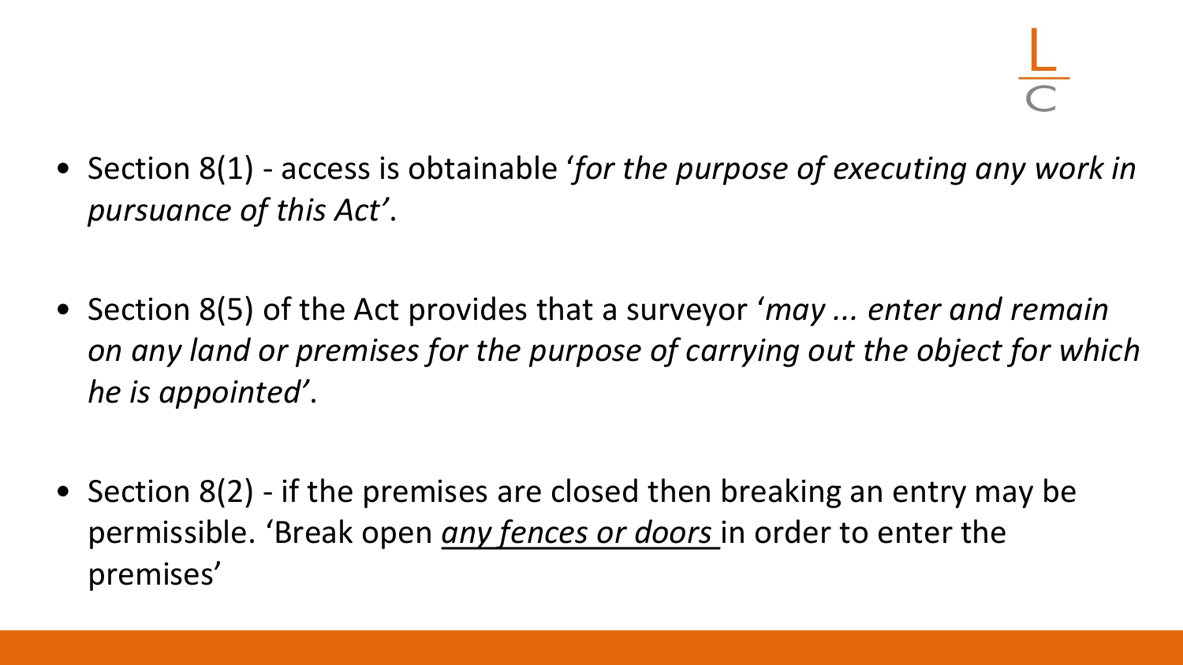- Section 8(1) - access is obtainable '*for the purpose of executing any work in pursuance of this Act*'.

- Section 8(5) of the Act provides that a surveyor '*may ... enter and remain on any land or premises for the purpose of carrying out the object for which he is appointed*'.

- Section 8(2) - if the premises are closed then breaking an entry may be permissible. 'Break open *<u>any fences or doors</u>* in order to enter the premises'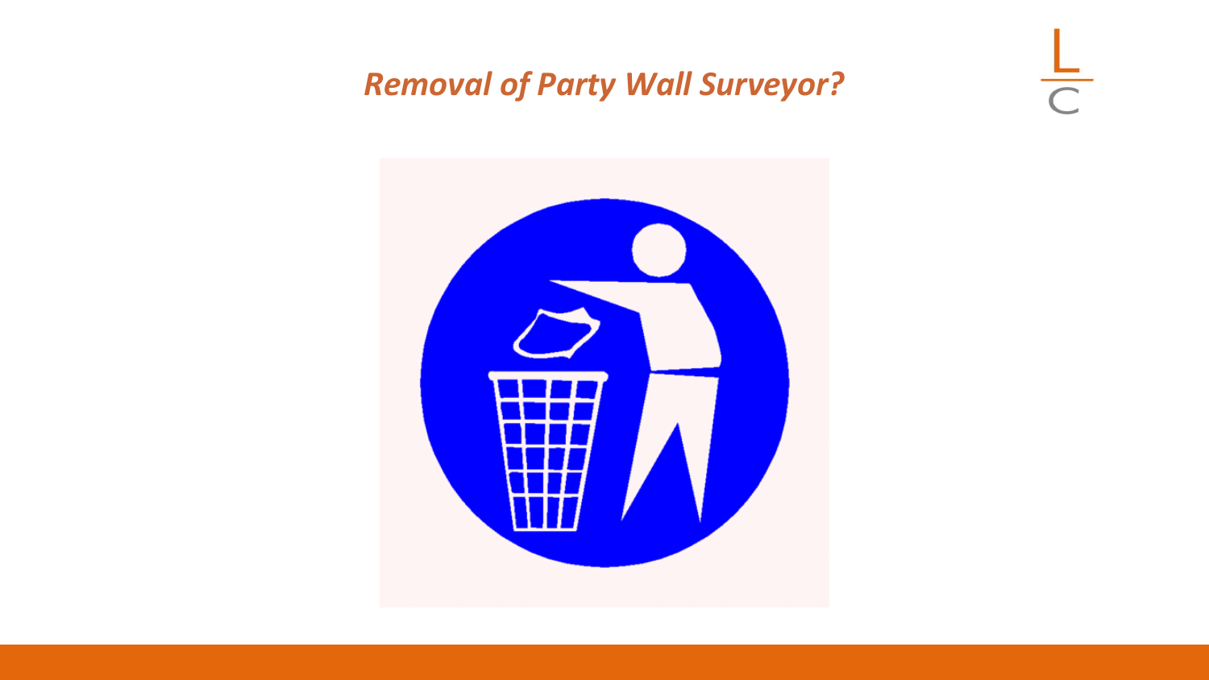## *Removal of Party Wall Surveyor?*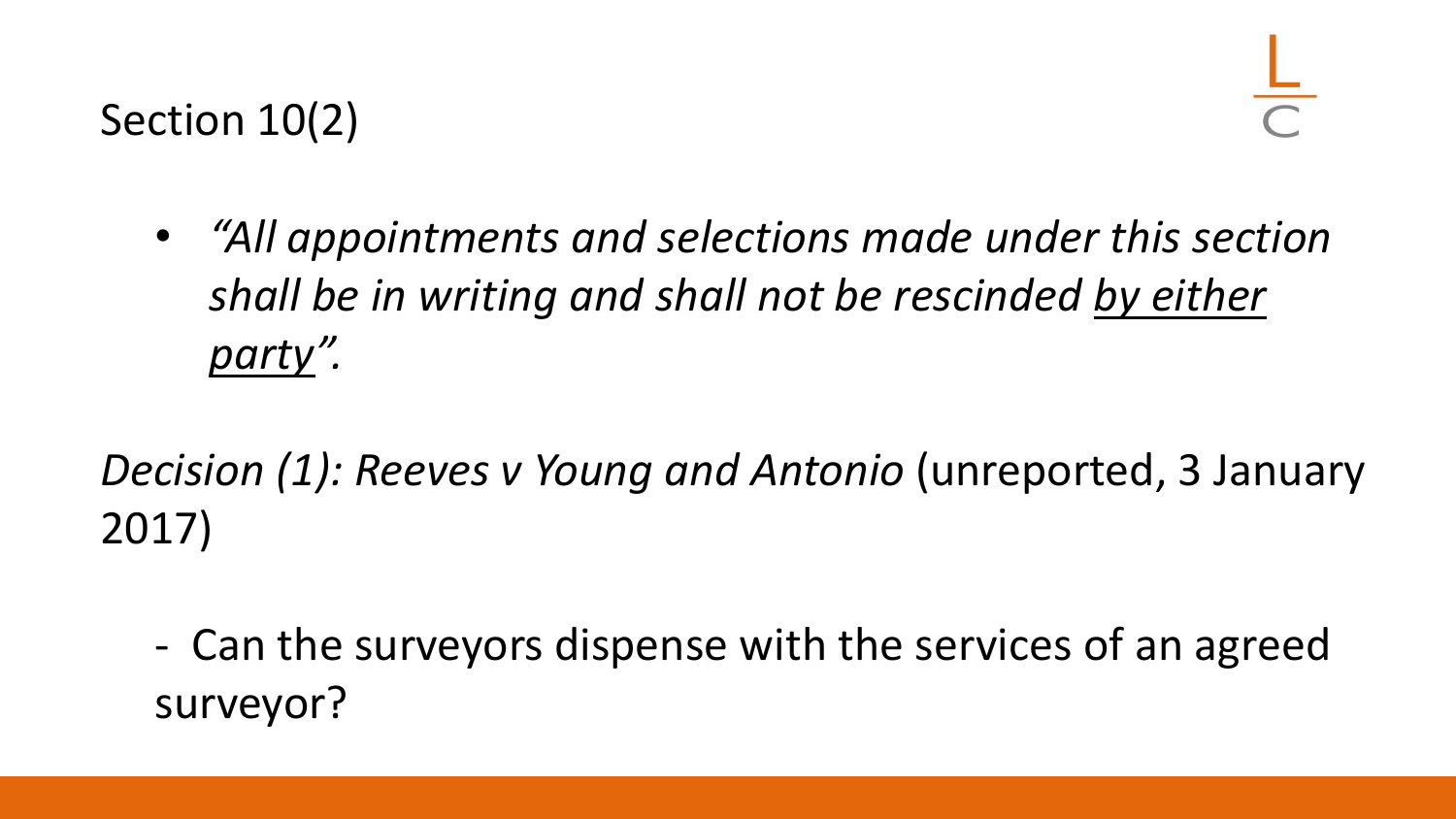# Section 10(2)

- *"All appointments and selections made under this section shall be in writing and shall not be rescinded* <u>*by either party*</u>*".*

*Decision (1): Reeves v Young and Antonio* (unreported, 3 January 2017)

- Can the surveyors dispense with the services of an agreed surveyor?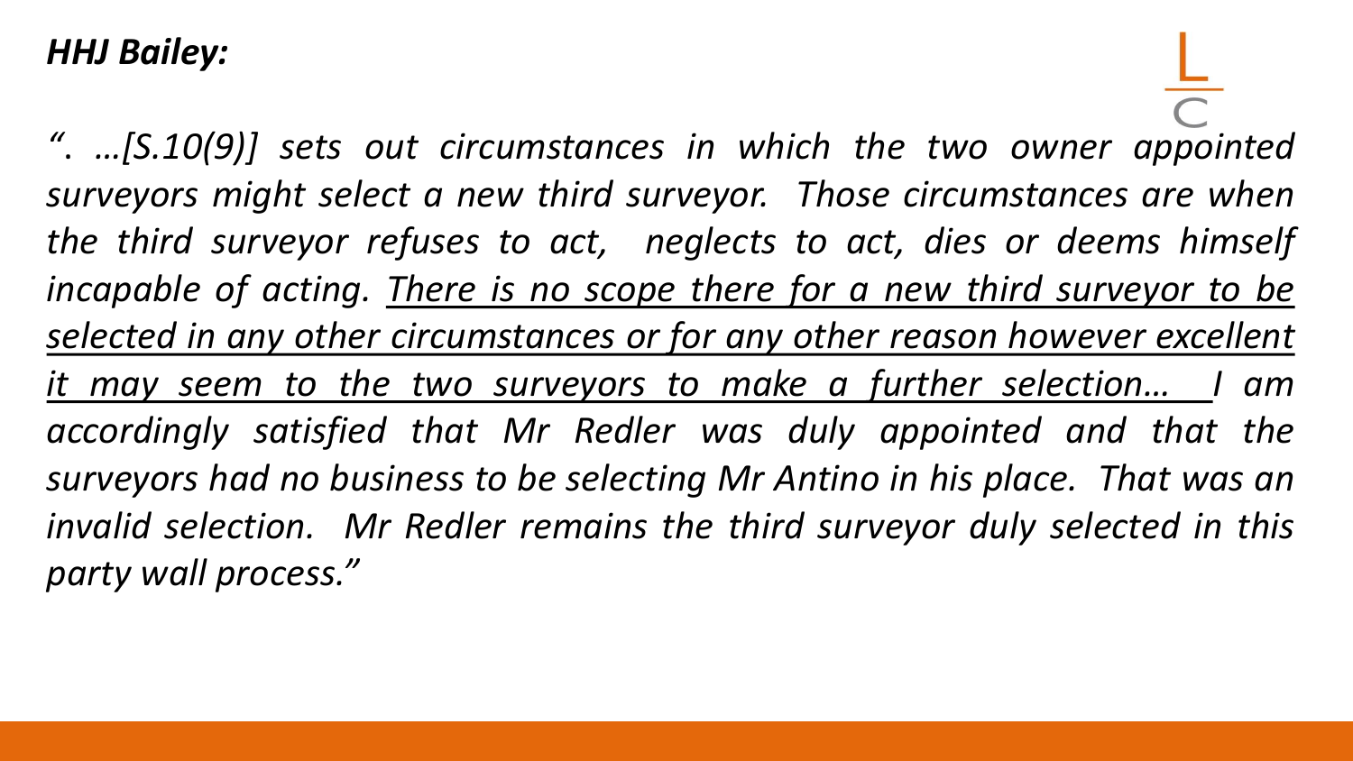***HHJ Bailey:***

*". …[S.10(9)] sets out circumstances in which the two owner appointed surveyors might select a new third surveyor. Those circumstances are when the third surveyor refuses to act, neglects to act, dies or deems himself incapable of acting. <u>There is no scope there for a new third surveyor to be selected in any other circumstances or for any other reason however excellent it may seem to the two surveyors to make a further selection…</u> I am accordingly satisfied that Mr Redler was duly appointed and that the surveyors had no business to be selecting Mr Antino in his place. That was an invalid selection. Mr Redler remains the third surveyor duly selected in this party wall process."*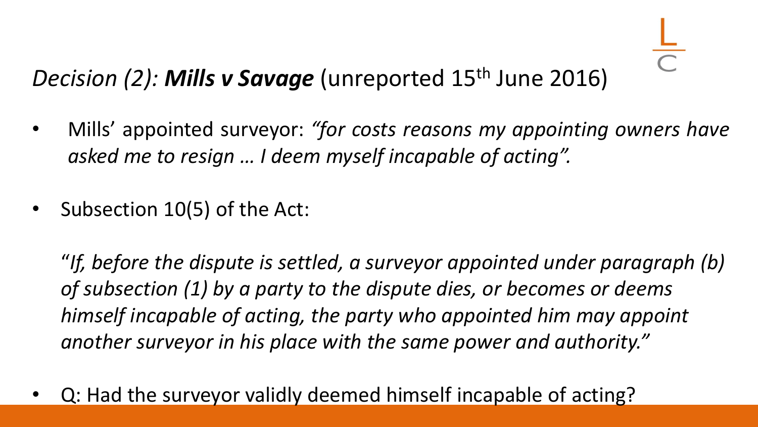# *Decision (2):* ***Mills v Savage*** (unreported 15th June 2016)

- Mills' appointed surveyor: *"for costs reasons my appointing owners have asked me to resign … I deem myself incapable of acting".*

- Subsection 10(5) of the Act:

  *"If, before the dispute is settled, a surveyor appointed under paragraph (b) of subsection (1) by a party to the dispute dies, or becomes or deems himself incapable of acting, the party who appointed him may appoint another surveyor in his place with the same power and authority."*

- Q: Had the surveyor validly deemed himself incapable of acting?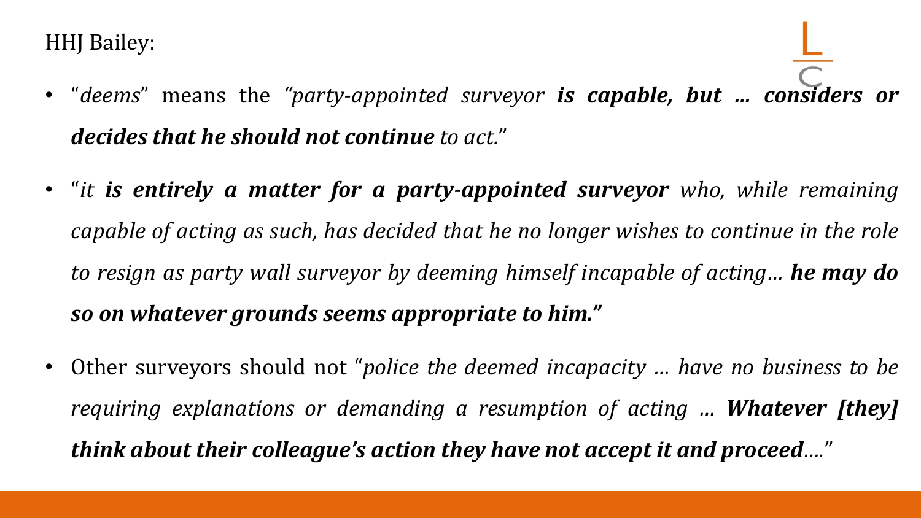HHJ Bailey:

- "*deems*" means the *"party-appointed surveyor* ***is capable, but … considers or decides that he should not continue*** *to act."*
- "*it* ***is entirely a matter for a party-appointed surveyor*** *who, while remaining capable of acting as such, has decided that he no longer wishes to continue in the role to resign as party wall surveyor by deeming himself incapable of acting…* ***he may do so on whatever grounds seems appropriate to him."***
- Other surveyors should not "*police the deemed incapacity … have no business to be requiring explanations or demanding a resumption of acting …* ***Whatever [they] think about their colleague's action they have not accept it and proceed****…."*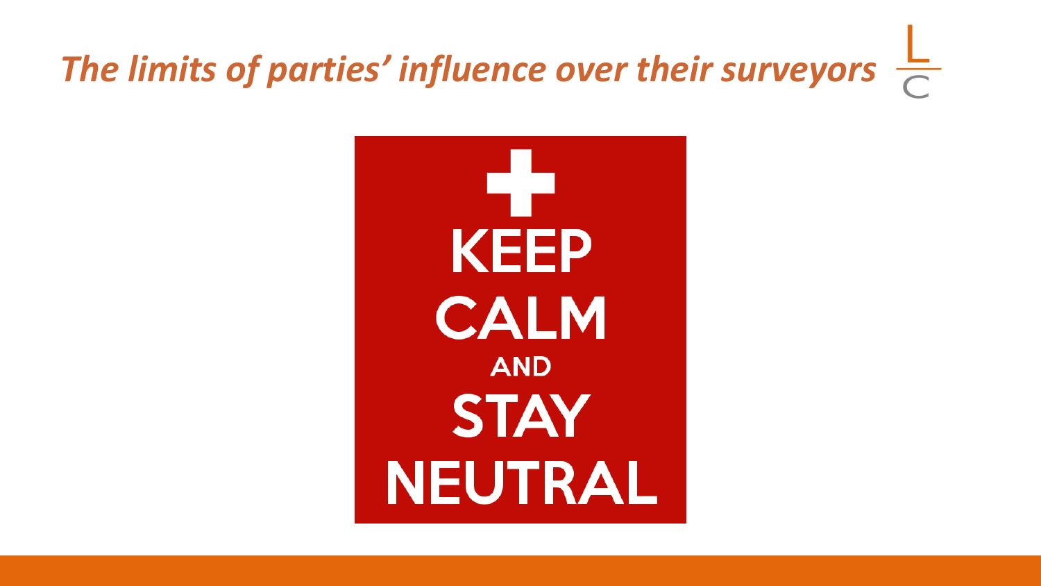## *The limits of parties' influence over their surveyors*

KEEP
CALM
AND
STAY
NEUTRAL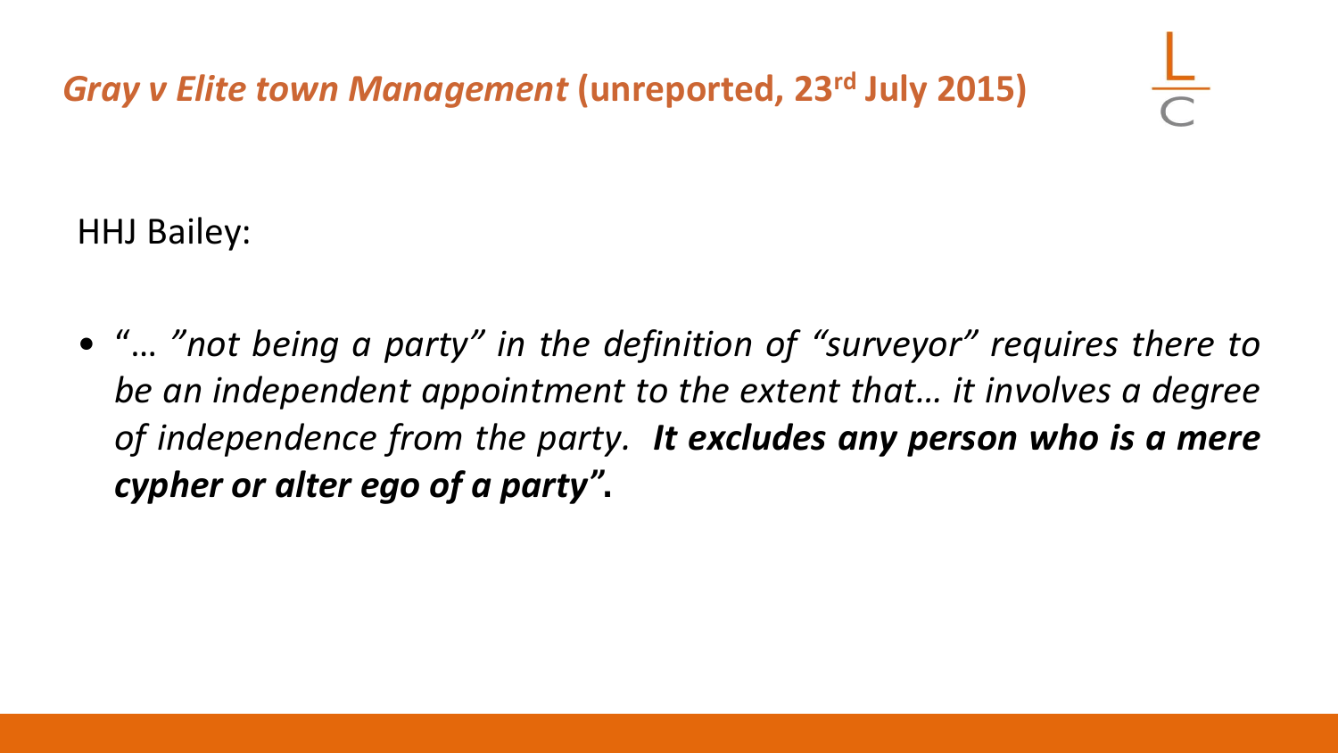## *Gray v Elite town Management* (unreported, 23rd July 2015)

HHJ Bailey:

- *"… "not being a party" in the definition of "surveyor" requires there to be an independent appointment to the extent that… it involves a degree of independence from the party.* ***It excludes any person who is a mere cypher or alter ego of a party*"**.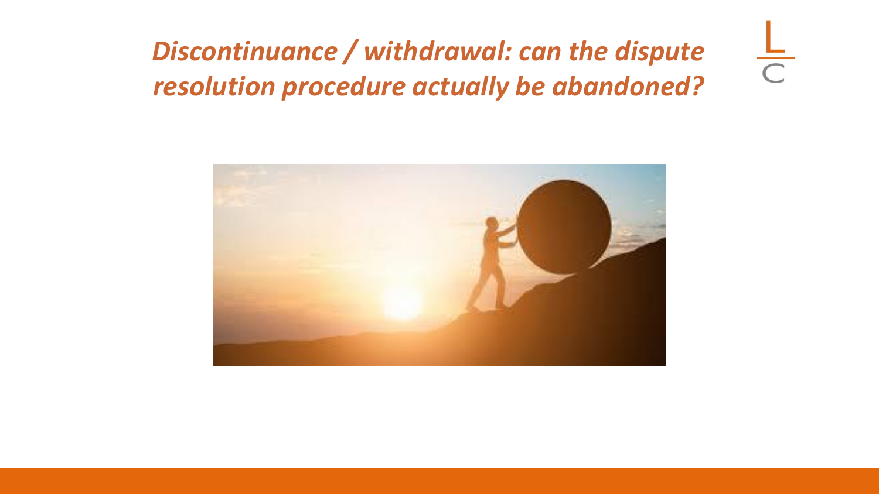# *Discontinuance / withdrawal: can the dispute resolution procedure actually be abandoned?*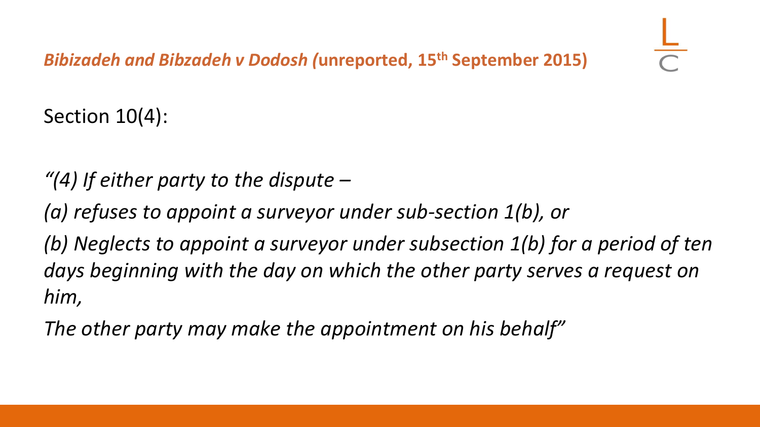## *Bibizadeh and Bibzadeh v Dodosh* (unreported, 15th September 2015)

Section 10(4):

*"(4) If either party to the dispute –*

*(a) refuses to appoint a surveyor under sub-section 1(b), or*

*(b) Neglects to appoint a surveyor under subsection 1(b) for a period of ten days beginning with the day on which the other party serves a request on him,*

*The other party may make the appointment on his behalf"*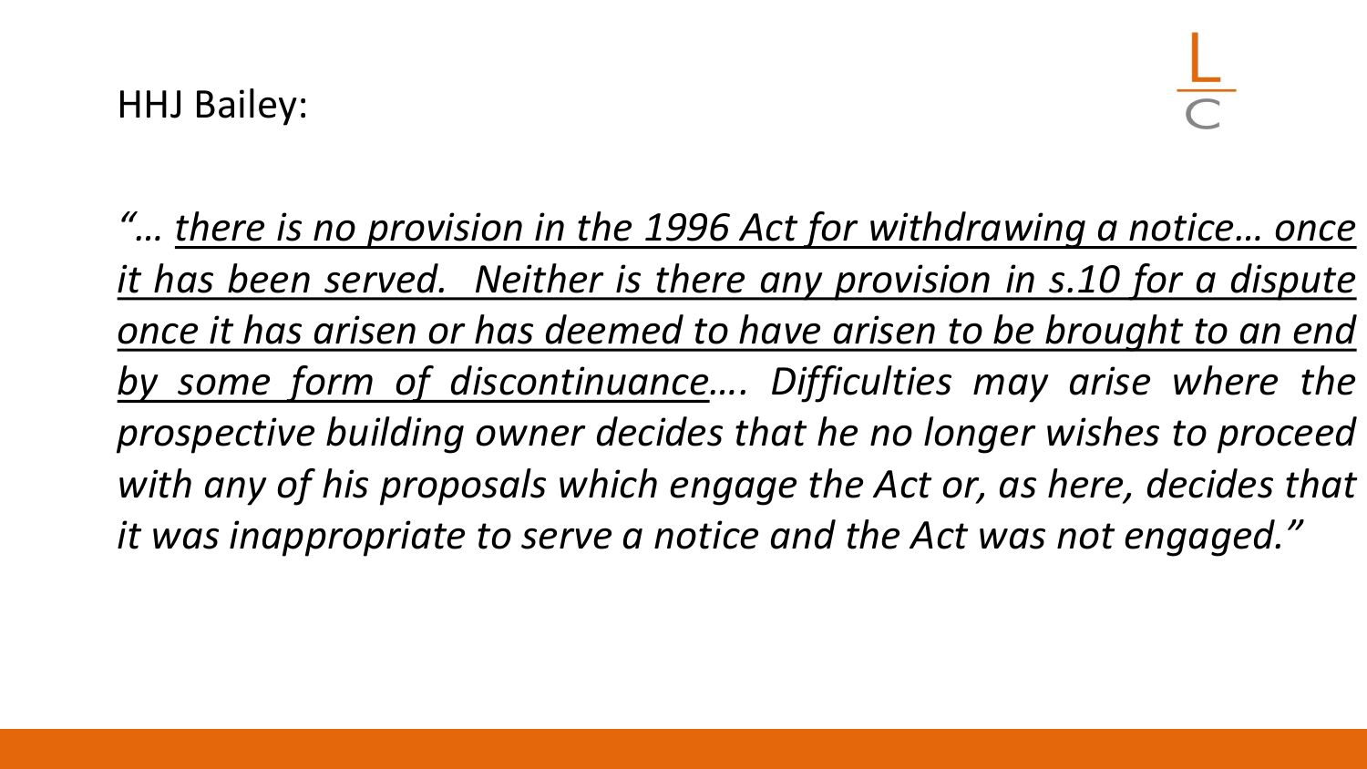HHJ Bailey:

*"… <u>there is no provision in the 1996 Act for withdrawing a notice… once it has been served. Neither is there any provision in s.10 for a dispute once it has arisen or has deemed to have arisen to be brought to an end by some form of discontinuance</u>…. Difficulties may arise where the prospective building owner decides that he no longer wishes to proceed with any of his proposals which engage the Act or, as here, decides that it was inappropriate to serve a notice and the Act was not engaged."*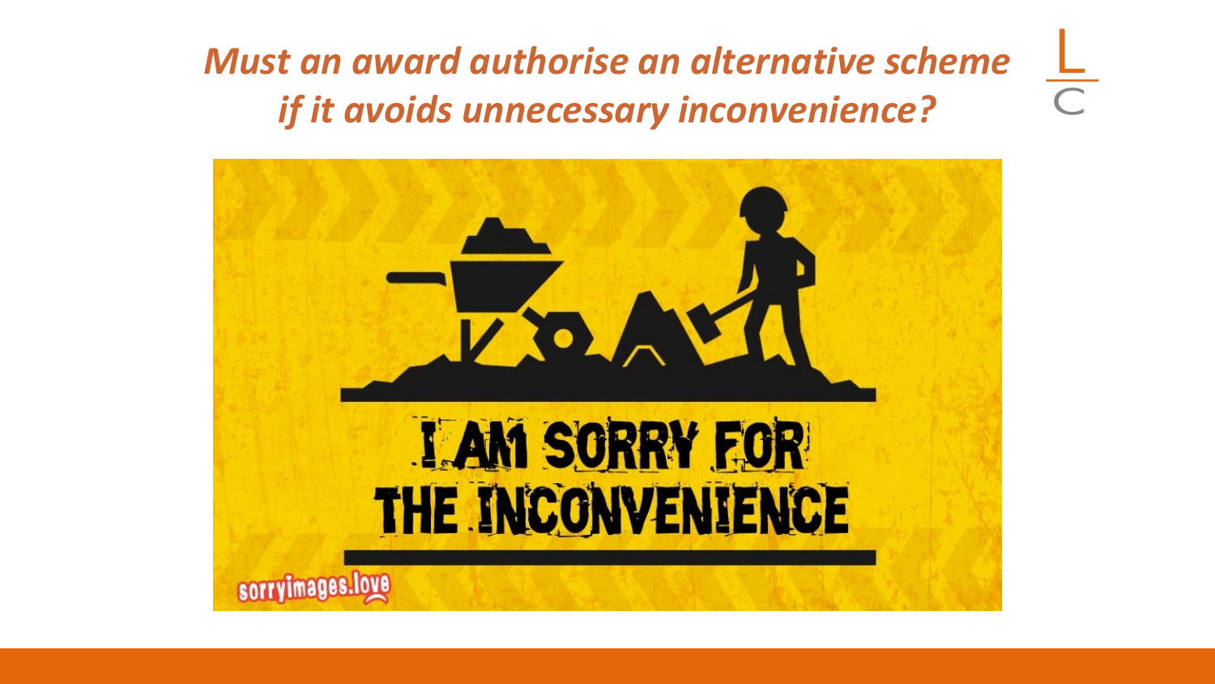# *Must an award authorise an alternative scheme if it avoids unnecessary inconvenience?*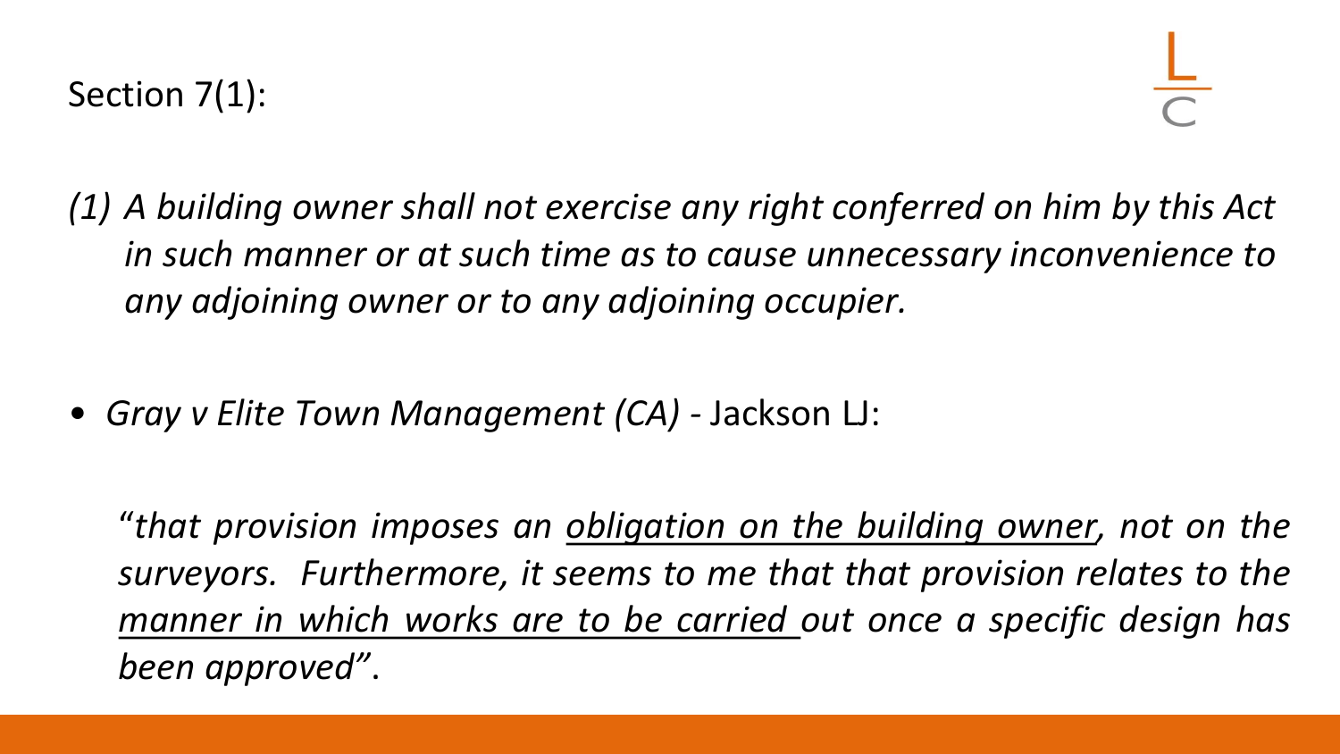Section 7(1):

*(1) A building owner shall not exercise any right conferred on him by this Act in such manner or at such time as to cause unnecessary inconvenience to any adjoining owner or to any adjoining occupier.*

- *Gray v Elite Town Management (CA)* - Jackson LJ:

  "*that provision imposes an <u>obligation on the building owner</u>, not on the surveyors. Furthermore, it seems to me that that provision relates to the <u>manner in which works are to be carried</u> out once a specific design has been approved*".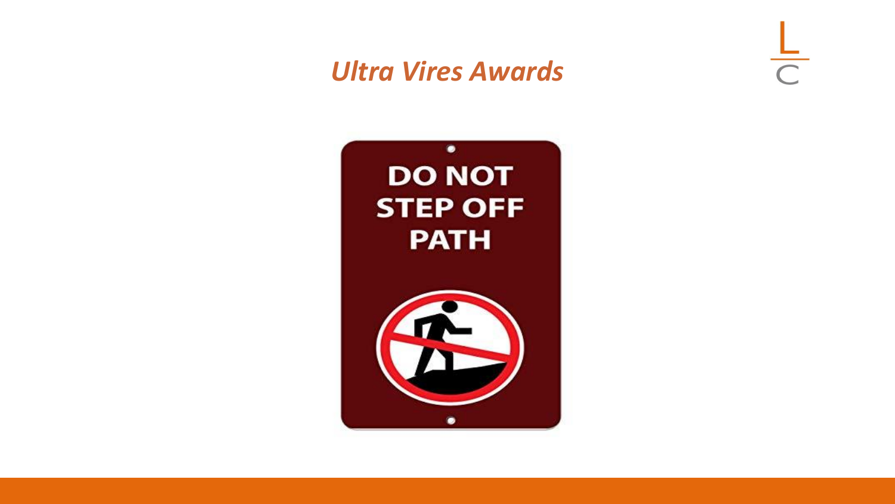## *Ultra Vires Awards*

DO NOT STEP OFF PATH